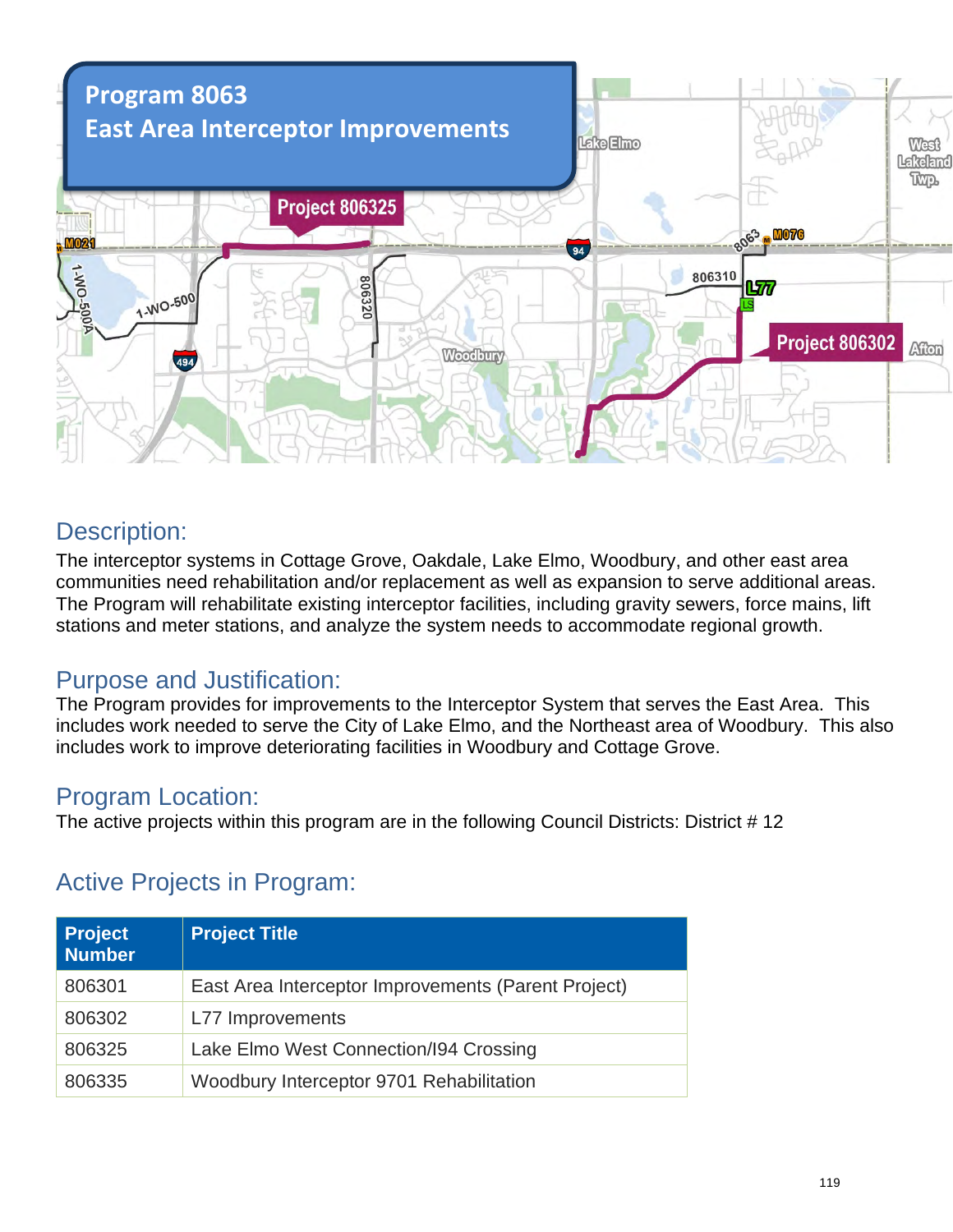# Program 8063
# East Area Interceptor Improvements

Project 806325

Project 806302

## Description:

The interceptor systems in Cottage Grove, Oakdale, Lake Elmo, Woodbury, and other east area communities need rehabilitation and/or replacement as well as expansion to serve additional areas. The Program will rehabilitate existing interceptor facilities, including gravity sewers, force mains, lift stations and meter stations, and analyze the system needs to accommodate regional growth.

## Purpose and Justification:

The Program provides for improvements to the Interceptor System that serves the East Area. This includes work needed to serve the City of Lake Elmo, and the Northeast area of Woodbury. This also includes work to improve deteriorating facilities in Woodbury and Cottage Grove.

## Program Location:

The active projects within this program are in the following Council Districts: District # 12

## Active Projects in Program:

| Project Number | Project Title |
|---|---|
| 806301 | East Area Interceptor Improvements (Parent Project) |
| 806302 | L77 Improvements |
| 806325 | Lake Elmo West Connection/I94 Crossing |
| 806335 | Woodbury Interceptor 9701 Rehabilitation |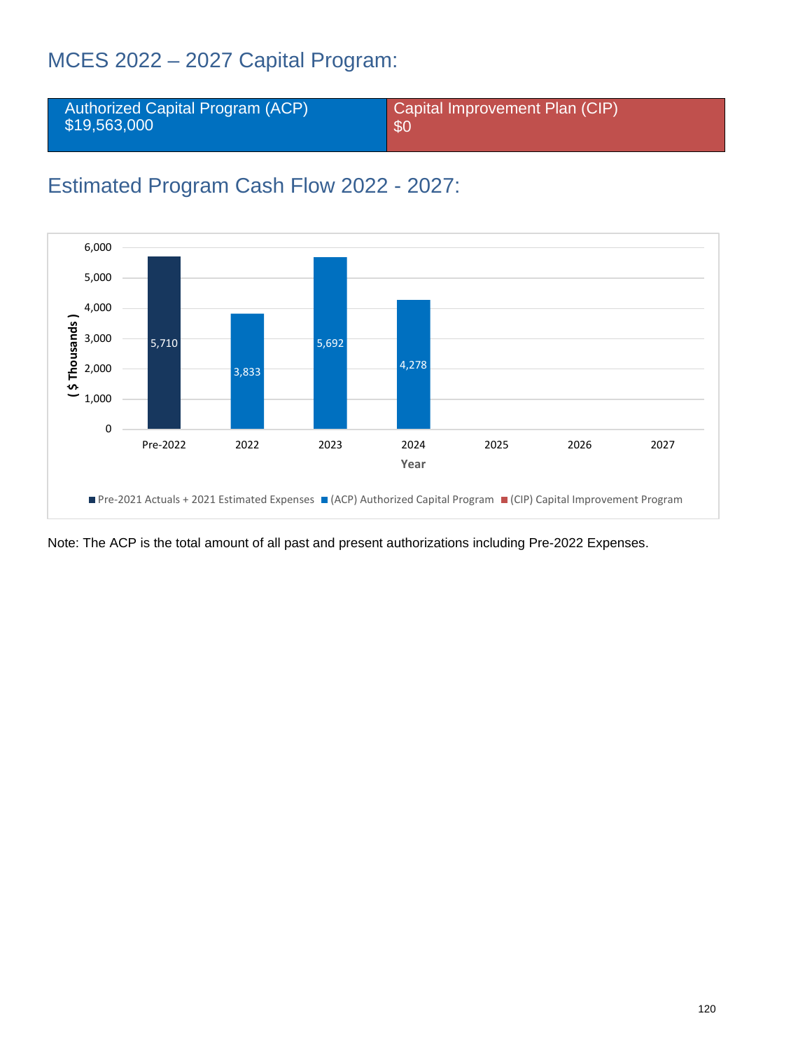## MCES 2022 – 2027 Capital Program:

| Authorized Capital Program (ACP) | Capital Improvement Plan (CIP) |
| --- | --- |
| $19,563,000 | $0 |

## Estimated Program Cash Flow 2022 - 2027:

6,000
5,000
4,000
3,000
2,000
1,000
0

( $ Thousands )

5,710
3,833
5,692
4,278

Pre-2022
2022
2023
2024
2025
2026
2027

Year

Pre-2021 Actuals + 2021 Estimated Expenses
(ACP) Authorized Capital Program
(CIP) Capital Improvement Program

Note: The ACP is the total amount of all past and present authorizations including Pre-2022 Expenses.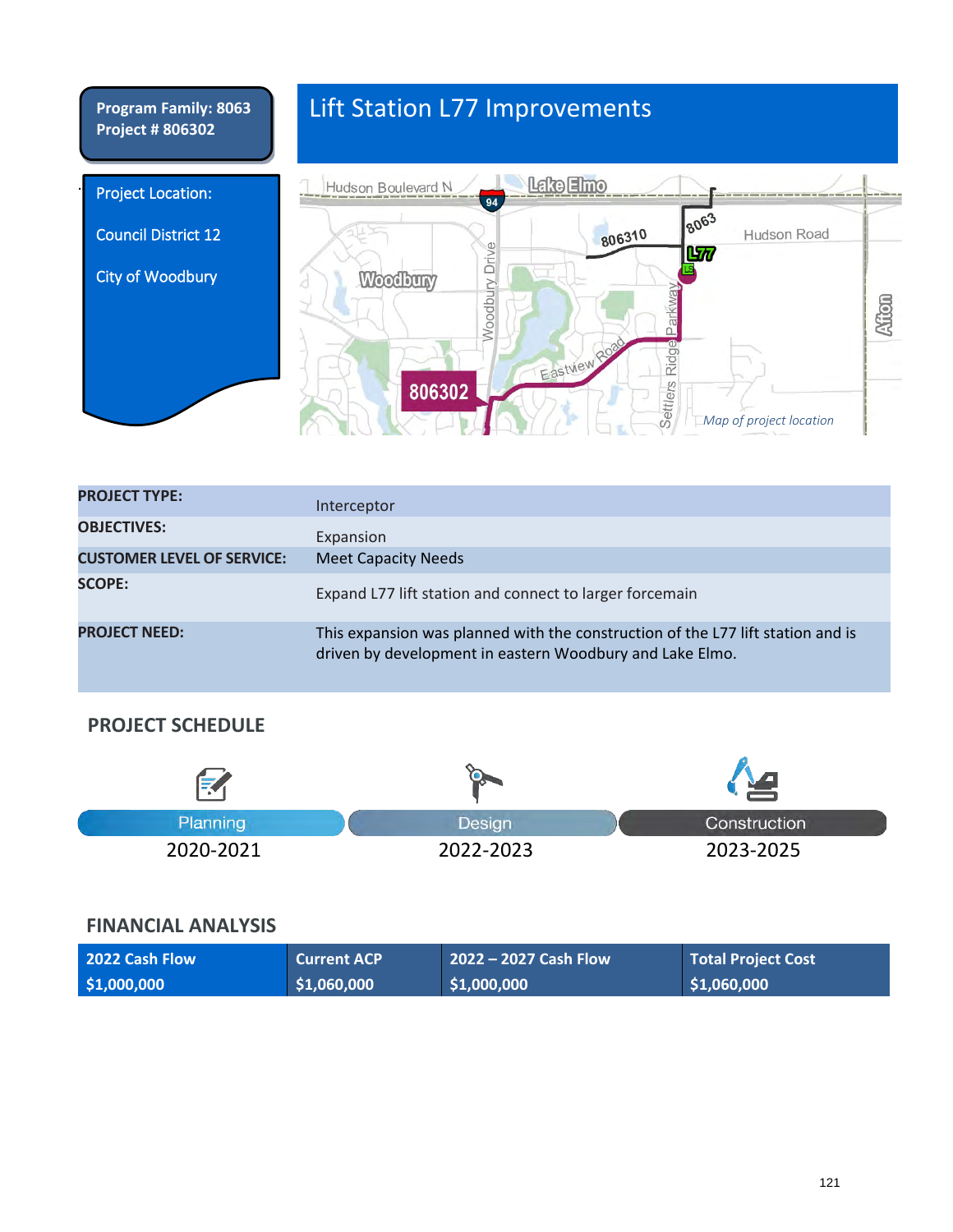**Program Family: 8063**
**Project # 806302**

# Lift Station L77 Improvements

Project Location:

Council District 12

City of Woodbury

Hudson Boulevard N
94
Lake Elmo
806310
8063
Hudson Road
L77
Woodbury
Woodbury Drive
Afton
Eastview Road
Settlers Ridge Parkway
806302

*Map of project location*

| | |
|---|---|
| **PROJECT TYPE:** | Interceptor |
| **OBJECTIVES:** | Expansion |
| **CUSTOMER LEVEL OF SERVICE:** | Meet Capacity Needs |
| **SCOPE:** | Expand L77 lift station and connect to larger forcemain |
| **PROJECT NEED:** | This expansion was planned with the construction of the L77 lift station and is driven by development in eastern Woodbury and Lake Elmo. |

## PROJECT SCHEDULE

| Planning | Design | Construction |
|---|---|---|
| 2020-2021 | 2022-2023 | 2023-2025 |

## FINANCIAL ANALYSIS

| 2022 Cash Flow | Current ACP | 2022 – 2027 Cash Flow | Total Project Cost |
|---|---|---|---|
| $1,000,000 | $1,060,000 | $1,000,000 | $1,060,000 |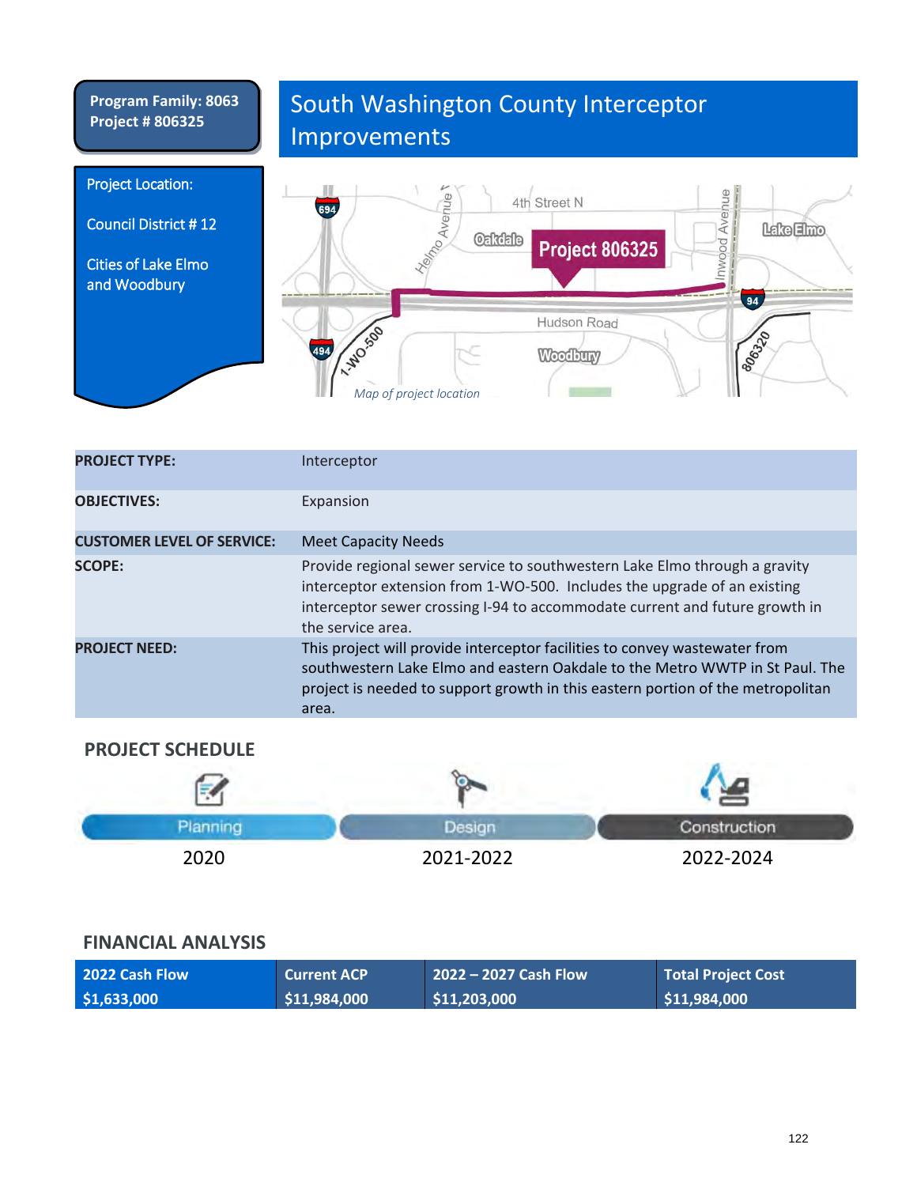**Program Family: 8063**
**Project # 806325**

# South Washington County Interceptor Improvements

Project Location:

Council District # 12

Cities of Lake Elmo and Woodbury

*Map of project location*

| | |
|---|---|
| **PROJECT TYPE:** | Interceptor |
| **OBJECTIVES:** | Expansion |
| **CUSTOMER LEVEL OF SERVICE:** | Meet Capacity Needs |
| **SCOPE:** | Provide regional sewer service to southwestern Lake Elmo through a gravity interceptor extension from 1-WO-500. Includes the upgrade of an existing interceptor sewer crossing I-94 to accommodate current and future growth in the service area. |
| **PROJECT NEED:** | This project will provide interceptor facilities to convey wastewater from southwestern Lake Elmo and eastern Oakdale to the Metro WWTP in St Paul. The project is needed to support growth in this eastern portion of the metropolitan area. |

## PROJECT SCHEDULE

| Planning | Design | Construction |
|---|---|---|
| 2020 | 2021-2022 | 2022-2024 |

## FINANCIAL ANALYSIS

| 2022 Cash Flow | Current ACP | 2022 – 2027 Cash Flow | Total Project Cost |
|---|---|---|---|
| $1,633,000 | $11,984,000 | $11,203,000 | $11,984,000 |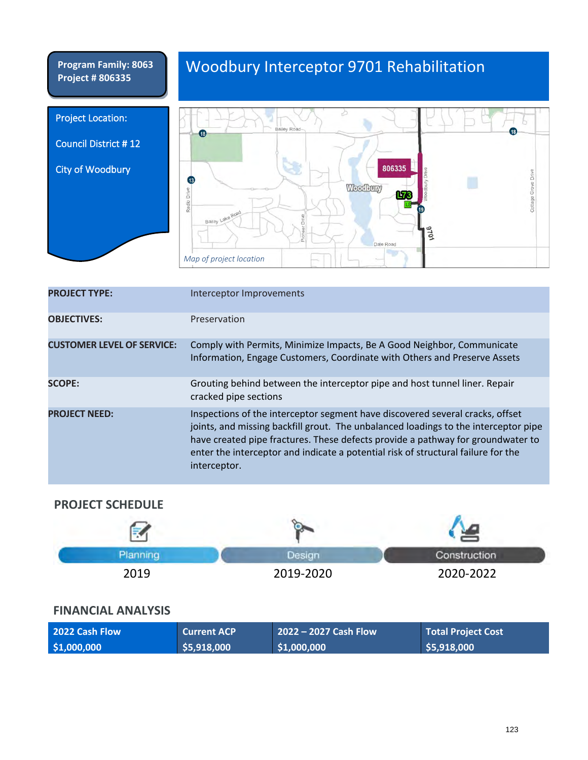**Program Family: 8063**
**Project # 806335**

# Woodbury Interceptor 9701 Rehabilitation

Project Location:

Council District # 12

City of Woodbury

*Map of project location*

| | |
|---|---|
| **PROJECT TYPE:** | Interceptor Improvements |
| **OBJECTIVES:** | Preservation |
| **CUSTOMER LEVEL OF SERVICE:** | Comply with Permits, Minimize Impacts, Be A Good Neighbor, Communicate Information, Engage Customers, Coordinate with Others and Preserve Assets |
| **SCOPE:** | Grouting behind between the interceptor pipe and host tunnel liner. Repair cracked pipe sections |
| **PROJECT NEED:** | Inspections of the interceptor segment have discovered several cracks, offset joints, and missing backfill grout. The unbalanced loadings to the interceptor pipe have created pipe fractures. These defects provide a pathway for groundwater to enter the interceptor and indicate a potential risk of structural failure for the interceptor. |

## PROJECT SCHEDULE

| Planning | Design | Construction |
|---|---|---|
| 2019 | 2019-2020 | 2020-2022 |

## FINANCIAL ANALYSIS

| 2022 Cash Flow | Current ACP | 2022 – 2027 Cash Flow | Total Project Cost |
|---|---|---|---|
| $1,000,000 | $5,918,000 | $1,000,000 | $5,918,000 |